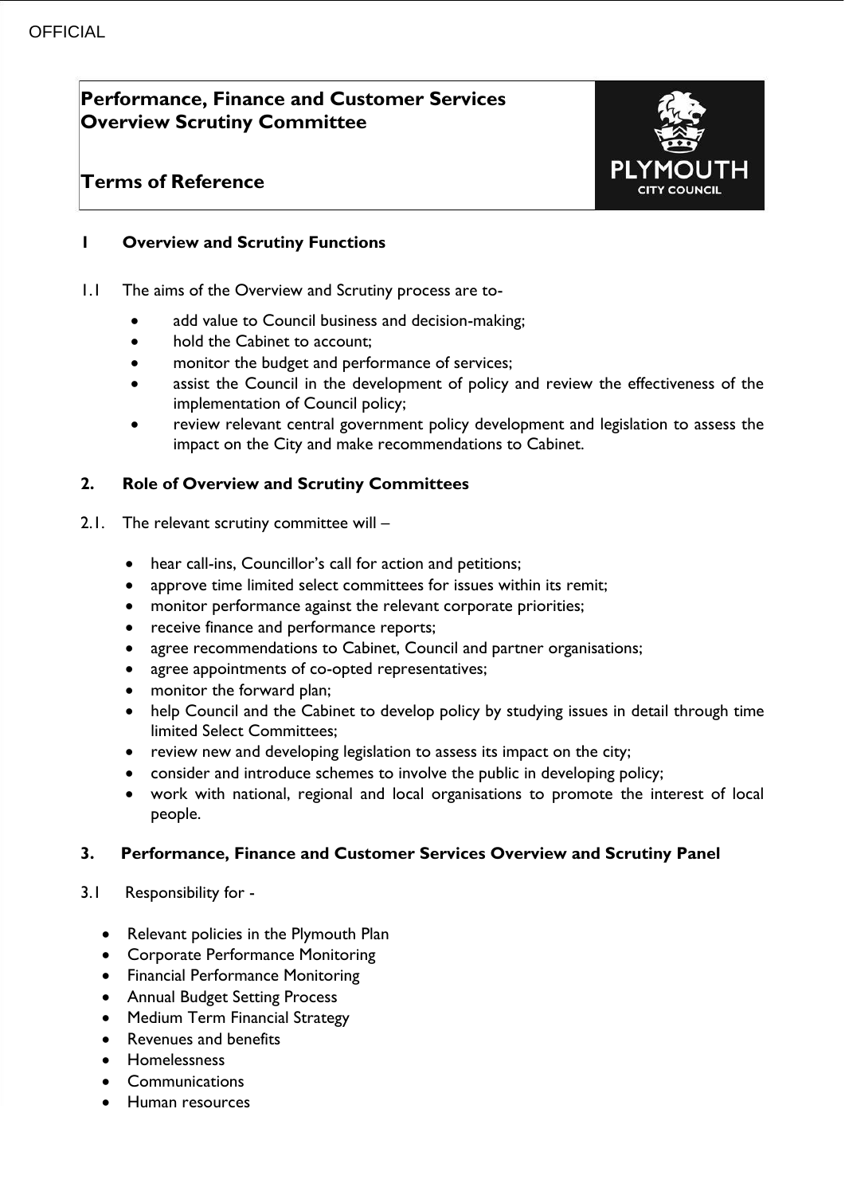# Performance, Finance and Customer Services Overview Scrutiny Committee

## Terms of Reference

### 1 Overview and Scrutiny Functions

1.1 The aims of the Overview and Scrutiny process are to-

- add value to Council business and decision-making;
- hold the Cabinet to account;
- monitor the budget and performance of services;
- assist the Council in the development of policy and review the effectiveness of the implementation of Council policy;
- review relevant central government policy development and legislation to assess the impact on the City and make recommendations to Cabinet.

### 2. Role of Overview and Scrutiny Committees

2.1. The relevant scrutiny committee will –

- hear call-ins, Councillor's call for action and petitions;
- approve time limited select committees for issues within its remit;
- monitor performance against the relevant corporate priorities;
- receive finance and performance reports;
- agree recommendations to Cabinet, Council and partner organisations;
- agree appointments of co-opted representatives;
- monitor the forward plan;
- help Council and the Cabinet to develop policy by studying issues in detail through time limited Select Committees;
- review new and developing legislation to assess its impact on the city;
- consider and introduce schemes to involve the public in developing policy;
- work with national, regional and local organisations to promote the interest of local people.

### 3. Performance, Finance and Customer Services Overview and Scrutiny Panel

3.1 Responsibility for -

- Relevant policies in the Plymouth Plan
- Corporate Performance Monitoring
- Financial Performance Monitoring
- Annual Budget Setting Process
- Medium Term Financial Strategy
- Revenues and benefits
- Homelessness
- Communications
- Human resources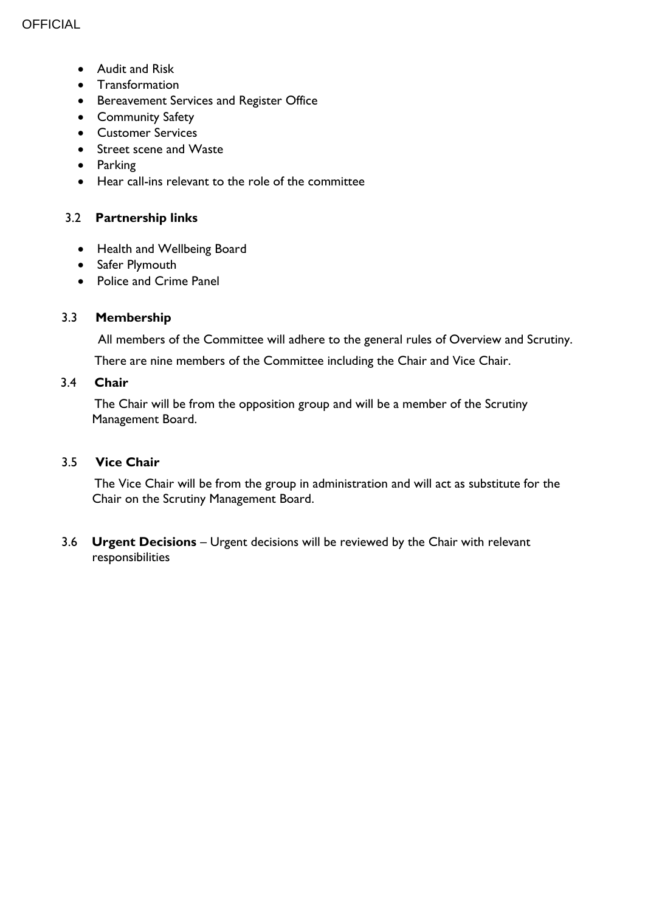- Audit and Risk
- Transformation
- Bereavement Services and Register Office
- Community Safety
- Customer Services
- Street scene and Waste
- Parking
- Hear call-ins relevant to the role of the committee

### 3.2 Partnership links

- Health and Wellbeing Board
- Safer Plymouth
- Police and Crime Panel

### 3.3 Membership

All members of the Committee will adhere to the general rules of Overview and Scrutiny.

There are nine members of the Committee including the Chair and Vice Chair.

### 3.4 Chair

The Chair will be from the opposition group and will be a member of the Scrutiny Management Board.

### 3.5 Vice Chair

The Vice Chair will be from the group in administration and will act as substitute for the Chair on the Scrutiny Management Board.

3.6 **Urgent Decisions** – Urgent decisions will be reviewed by the Chair with relevant responsibilities